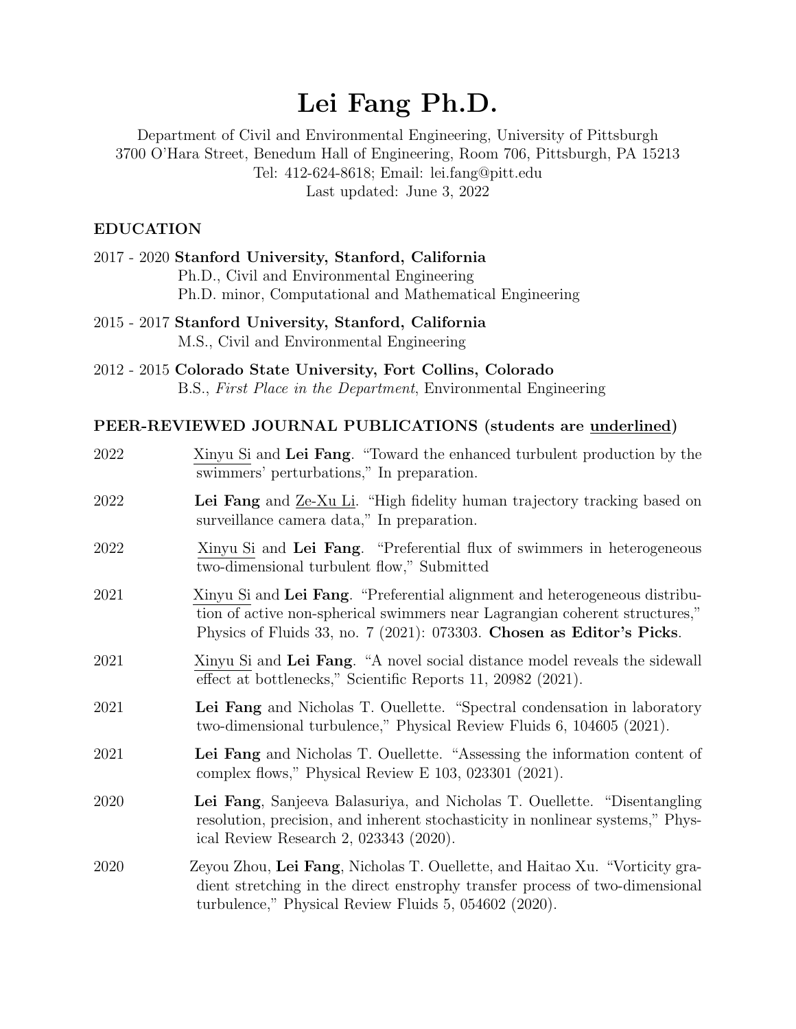# Lei Fang Ph.D.

Department of Civil and Environmental Engineering, University of Pittsburgh
3700 O'Hara Street, Benedum Hall of Engineering, Room 706, Pittsburgh, PA 15213
Tel: 412-624-8618; Email: lei.fang@pitt.edu
Last updated: June 3, 2022

## EDUCATION

2017 - 2020 **Stanford University, Stanford, California**
Ph.D., Civil and Environmental Engineering
Ph.D. minor, Computational and Mathematical Engineering

2015 - 2017 **Stanford University, Stanford, California**
M.S., Civil and Environmental Engineering

2012 - 2015 **Colorado State University, Fort Collins, Colorado**
B.S., *First Place in the Department*, Environmental Engineering

## PEER-REVIEWED JOURNAL PUBLICATIONS (students are underlined)

2022 Xinyu Si and **Lei Fang**. "Toward the enhanced turbulent production by the swimmers' perturbations," In preparation.

2022 **Lei Fang** and Ze-Xu Li. "High fidelity human trajectory tracking based on surveillance camera data," In preparation.

2022 Xinyu Si and **Lei Fang**. "Preferential flux of swimmers in heterogeneous two-dimensional turbulent flow," Submitted

2021 Xinyu Si and **Lei Fang**. "Preferential alignment and heterogeneous distribution of active non-spherical swimmers near Lagrangian coherent structures," Physics of Fluids 33, no. 7 (2021): 073303. **Chosen as Editor's Picks**.

2021 Xinyu Si and **Lei Fang**. "A novel social distance model reveals the sidewall effect at bottlenecks," Scientific Reports 11, 20982 (2021).

2021 **Lei Fang** and Nicholas T. Ouellette. "Spectral condensation in laboratory two-dimensional turbulence," Physical Review Fluids 6, 104605 (2021).

2021 **Lei Fang** and Nicholas T. Ouellette. "Assessing the information content of complex flows," Physical Review E 103, 023301 (2021).

2020 **Lei Fang**, Sanjeeva Balasuriya, and Nicholas T. Ouellette. "Disentangling resolution, precision, and inherent stochasticity in nonlinear systems," Physical Review Research 2, 023343 (2020).

2020 Zeyou Zhou, **Lei Fang**, Nicholas T. Ouellette, and Haitao Xu. "Vorticity gradient stretching in the direct enstrophy transfer process of two-dimensional turbulence," Physical Review Fluids 5, 054602 (2020).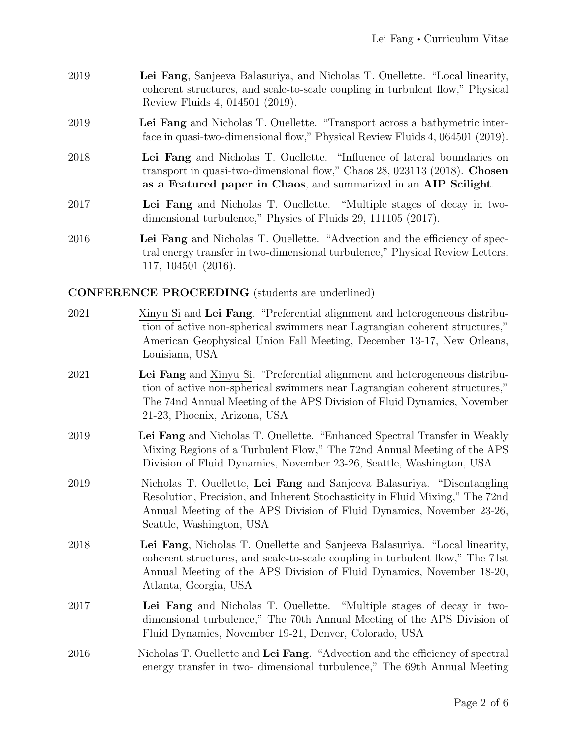2019 **Lei Fang**, Sanjeeva Balasuriya, and Nicholas T. Ouellette. "Local linearity, coherent structures, and scale-to-scale coupling in turbulent flow," Physical Review Fluids 4, 014501 (2019).

2019 **Lei Fang** and Nicholas T. Ouellette. "Transport across a bathymetric interface in quasi-two-dimensional flow," Physical Review Fluids 4, 064501 (2019).

2018 **Lei Fang** and Nicholas T. Ouellette. "Influence of lateral boundaries on transport in quasi-two-dimensional flow," Chaos 28, 023113 (2018). **Chosen as a Featured paper in Chaos**, and summarized in an **AIP Scilight**.

2017 **Lei Fang** and Nicholas T. Ouellette. "Multiple stages of decay in two-dimensional turbulence," Physics of Fluids 29, 111105 (2017).

2016 **Lei Fang** and Nicholas T. Ouellette. "Advection and the efficiency of spectral energy transfer in two-dimensional turbulence," Physical Review Letters. 117, 104501 (2016).

### CONFERENCE PROCEEDING (students are <u>underlined</u>)

2021 <u>Xinyu Si</u> and **Lei Fang**. "Preferential alignment and heterogeneous distribution of active non-spherical swimmers near Lagrangian coherent structures," American Geophysical Union Fall Meeting, December 13-17, New Orleans, Louisiana, USA

2021 **Lei Fang** and <u>Xinyu Si</u>. "Preferential alignment and heterogeneous distribution of active non-spherical swimmers near Lagrangian coherent structures," The 74nd Annual Meeting of the APS Division of Fluid Dynamics, November 21-23, Phoenix, Arizona, USA

2019 **Lei Fang** and Nicholas T. Ouellette. "Enhanced Spectral Transfer in Weakly Mixing Regions of a Turbulent Flow," The 72nd Annual Meeting of the APS Division of Fluid Dynamics, November 23-26, Seattle, Washington, USA

2019 Nicholas T. Ouellette, **Lei Fang** and Sanjeeva Balasuriya. "Disentangling Resolution, Precision, and Inherent Stochasticity in Fluid Mixing," The 72nd Annual Meeting of the APS Division of Fluid Dynamics, November 23-26, Seattle, Washington, USA

2018 **Lei Fang**, Nicholas T. Ouellette and Sanjeeva Balasuriya. "Local linearity, coherent structures, and scale-to-scale coupling in turbulent flow," The 71st Annual Meeting of the APS Division of Fluid Dynamics, November 18-20, Atlanta, Georgia, USA

2017 **Lei Fang** and Nicholas T. Ouellette. "Multiple stages of decay in two-dimensional turbulence," The 70th Annual Meeting of the APS Division of Fluid Dynamics, November 19-21, Denver, Colorado, USA

2016 Nicholas T. Ouellette and **Lei Fang**. "Advection and the efficiency of spectral energy transfer in two- dimensional turbulence," The 69th Annual Meeting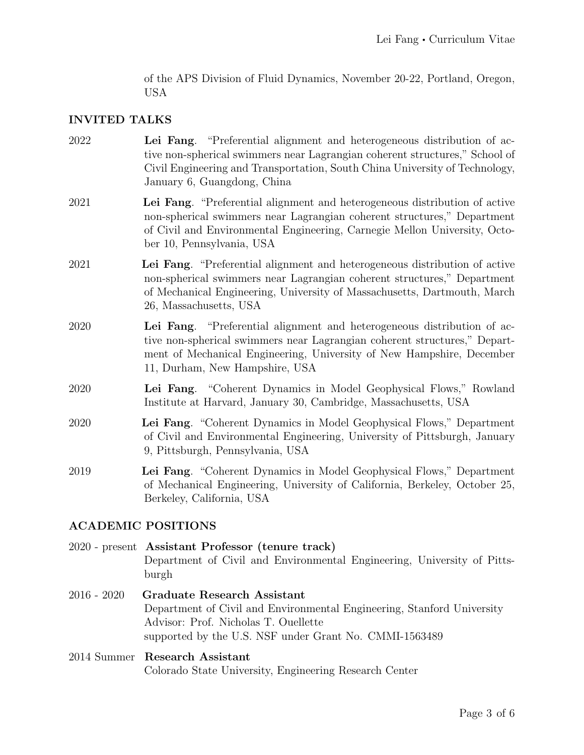of the APS Division of Fluid Dynamics, November 20-22, Portland, Oregon, USA

## INVITED TALKS

2022 **Lei Fang**. "Preferential alignment and heterogeneous distribution of active non-spherical swimmers near Lagrangian coherent structures," School of Civil Engineering and Transportation, South China University of Technology, January 6, Guangdong, China

2021 **Lei Fang**. "Preferential alignment and heterogeneous distribution of active non-spherical swimmers near Lagrangian coherent structures," Department of Civil and Environmental Engineering, Carnegie Mellon University, October 10, Pennsylvania, USA

2021 **Lei Fang**. "Preferential alignment and heterogeneous distribution of active non-spherical swimmers near Lagrangian coherent structures," Department of Mechanical Engineering, University of Massachusetts, Dartmouth, March 26, Massachusetts, USA

2020 **Lei Fang**. "Preferential alignment and heterogeneous distribution of active non-spherical swimmers near Lagrangian coherent structures," Department of Mechanical Engineering, University of New Hampshire, December 11, Durham, New Hampshire, USA

2020 **Lei Fang**. "Coherent Dynamics in Model Geophysical Flows," Rowland Institute at Harvard, January 30, Cambridge, Massachusetts, USA

2020 **Lei Fang**. "Coherent Dynamics in Model Geophysical Flows," Department of Civil and Environmental Engineering, University of Pittsburgh, January 9, Pittsburgh, Pennsylvania, USA

2019 **Lei Fang**. "Coherent Dynamics in Model Geophysical Flows," Department of Mechanical Engineering, University of California, Berkeley, October 25, Berkeley, California, USA

## ACADEMIC POSITIONS

2020 - present **Assistant Professor (tenure track)**
Department of Civil and Environmental Engineering, University of Pittsburgh

2016 - 2020 **Graduate Research Assistant**
Department of Civil and Environmental Engineering, Stanford University
Advisor: Prof. Nicholas T. Ouellette
supported by the U.S. NSF under Grant No. CMMI-1563489

2014 Summer **Research Assistant**
Colorado State University, Engineering Research Center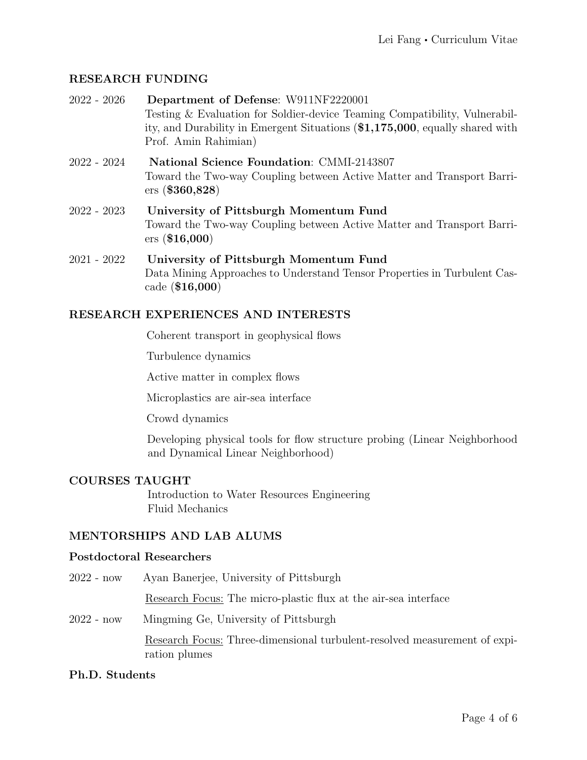## RESEARCH FUNDING

2022 - 2026 **Department of Defense**: W911NF2220001
Testing & Evaluation for Soldier-device Teaming Compatibility, Vulnerability, and Durability in Emergent Situations (**$1,175,000**, equally shared with Prof. Amin Rahimian)

2022 - 2024 **National Science Foundation**: CMMI-2143807
Toward the Two-way Coupling between Active Matter and Transport Barriers (**$360,828**)

2022 - 2023 **University of Pittsburgh Momentum Fund**
Toward the Two-way Coupling between Active Matter and Transport Barriers (**$16,000**)

2021 - 2022 **University of Pittsburgh Momentum Fund**
Data Mining Approaches to Understand Tensor Properties in Turbulent Cascade (**$16,000**)

## RESEARCH EXPERIENCES AND INTERESTS

Coherent transport in geophysical flows

Turbulence dynamics

Active matter in complex flows

Microplastics are air-sea interface

Crowd dynamics

Developing physical tools for flow structure probing (Linear Neighborhood and Dynamical Linear Neighborhood)

## COURSES TAUGHT

Introduction to Water Resources Engineering
Fluid Mechanics

## MENTORSHIPS AND LAB ALUMS

### Postdoctoral Researchers

2022 - now Ayan Banerjee, University of Pittsburgh

Research Focus: The micro-plastic flux at the air-sea interface

2022 - now Mingming Ge, University of Pittsburgh

Research Focus: Three-dimensional turbulent-resolved measurement of expiration plumes

### Ph.D. Students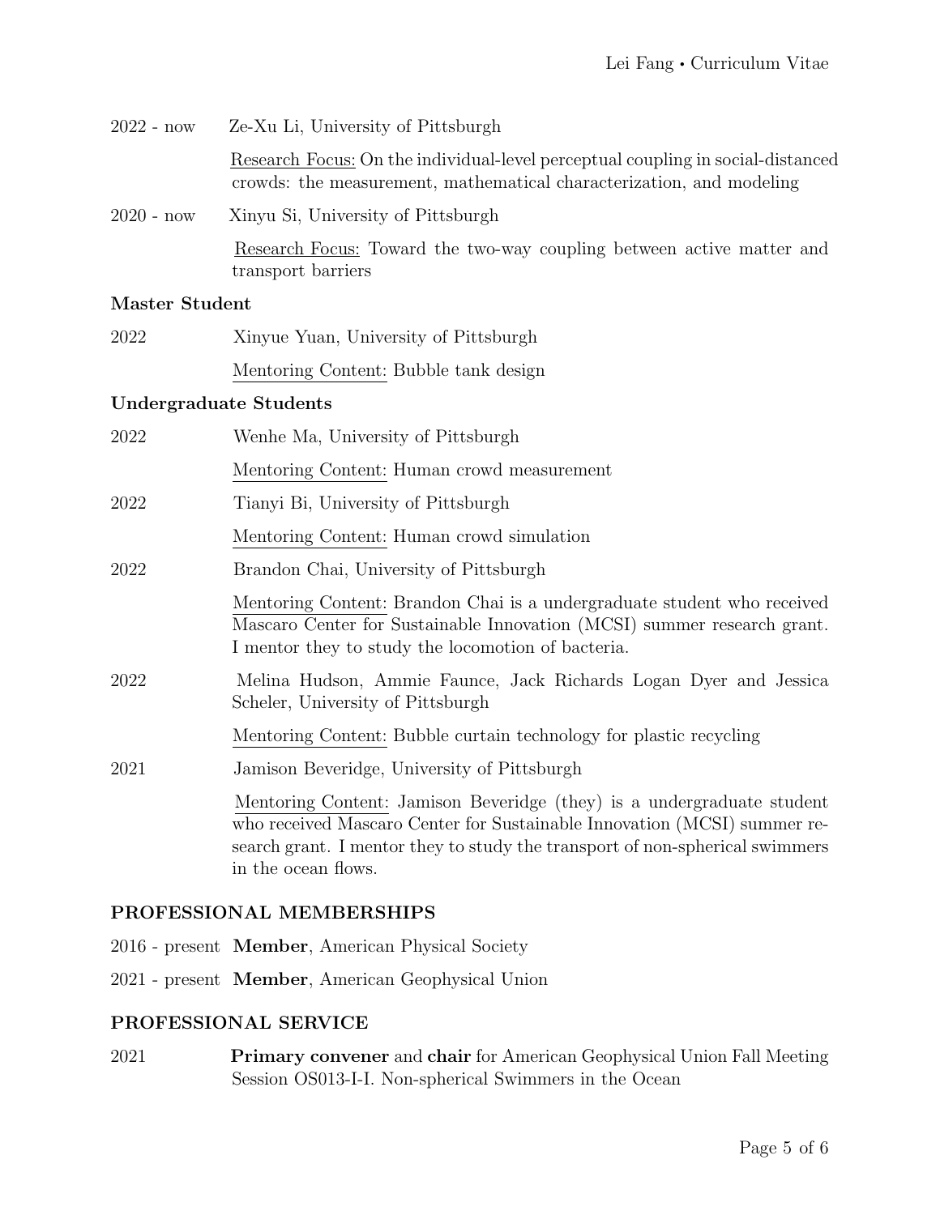2022 - now Ze-Xu Li, University of Pittsburgh

Research Focus: On the individual-level perceptual coupling in social-distanced crowds: the measurement, mathematical characterization, and modeling

2020 - now Xinyu Si, University of Pittsburgh

Research Focus: Toward the two-way coupling between active matter and transport barriers

**Master Student**

2022 Xinyue Yuan, University of Pittsburgh

Mentoring Content: Bubble tank design

**Undergraduate Students**

2022 Wenhe Ma, University of Pittsburgh

Mentoring Content: Human crowd measurement

2022 Tianyi Bi, University of Pittsburgh

Mentoring Content: Human crowd simulation

2022 Brandon Chai, University of Pittsburgh

Mentoring Content: Brandon Chai is a undergraduate student who received Mascaro Center for Sustainable Innovation (MCSI) summer research grant. I mentor they to study the locomotion of bacteria.

2022 Melina Hudson, Ammie Faunce, Jack Richards Logan Dyer and Jessica Scheler, University of Pittsburgh

Mentoring Content: Bubble curtain technology for plastic recycling

2021 Jamison Beveridge, University of Pittsburgh

Mentoring Content: Jamison Beveridge (they) is a undergraduate student who received Mascaro Center for Sustainable Innovation (MCSI) summer research grant. I mentor they to study the transport of non-spherical swimmers in the ocean flows.

## PROFESSIONAL MEMBERSHIPS

2016 - present **Member**, American Physical Society

2021 - present **Member**, American Geophysical Union

## PROFESSIONAL SERVICE

2021 **Primary convener** and **chair** for American Geophysical Union Fall Meeting Session OS013-I-I. Non-spherical Swimmers in the Ocean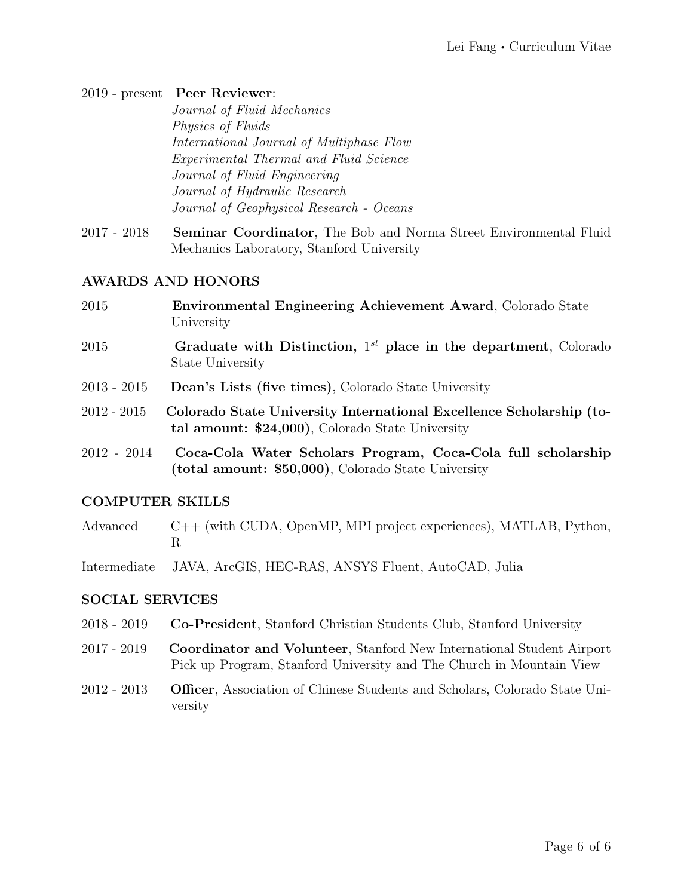2019 - present **Peer Reviewer**:
*Journal of Fluid Mechanics*
*Physics of Fluids*
*International Journal of Multiphase Flow*
*Experimental Thermal and Fluid Science*
*Journal of Fluid Engineering*
*Journal of Hydraulic Research*
*Journal of Geophysical Research - Oceans*

2017 - 2018 **Seminar Coordinator**, The Bob and Norma Street Environmental Fluid Mechanics Laboratory, Stanford University

## AWARDS AND HONORS

2015 **Environmental Engineering Achievement Award**, Colorado State University

2015 **Graduate with Distinction, 1st place in the department**, Colorado State University

2013 - 2015 **Dean's Lists (five times)**, Colorado State University

2012 - 2015 **Colorado State University International Excellence Scholarship (total amount: $24,000)**, Colorado State University

2012 - 2014 **Coca-Cola Water Scholars Program, Coca-Cola full scholarship (total amount: $50,000)**, Colorado State University

## COMPUTER SKILLS

Advanced C++ (with CUDA, OpenMP, MPI project experiences), MATLAB, Python, R

Intermediate JAVA, ArcGIS, HEC-RAS, ANSYS Fluent, AutoCAD, Julia

## SOCIAL SERVICES

2018 - 2019 **Co-President**, Stanford Christian Students Club, Stanford University

2017 - 2019 **Coordinator and Volunteer**, Stanford New International Student Airport Pick up Program, Stanford University and The Church in Mountain View

2012 - 2013 **Officer**, Association of Chinese Students and Scholars, Colorado State University